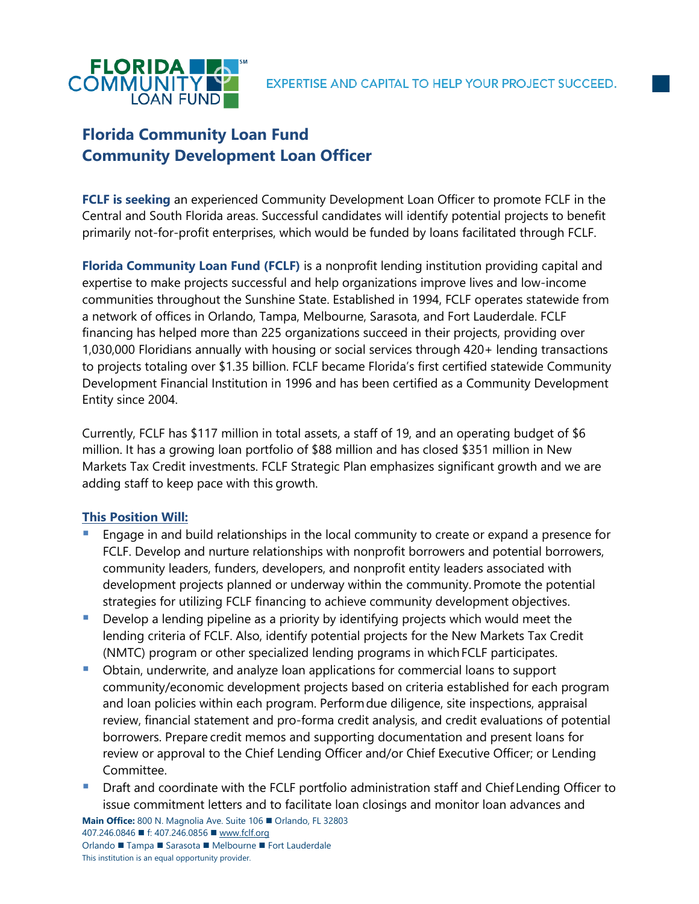# Florida Community Loan Fund
# Community Development Loan Officer

**FCLF is seeking** an experienced Community Development Loan Officer to promote FCLF in the Central and South Florida areas. Successful candidates will identify potential projects to benefit primarily not-for-profit enterprises, which would be funded by loans facilitated through FCLF.

**Florida Community Loan Fund (FCLF)** is a nonprofit lending institution providing capital and expertise to make projects successful and help organizations improve lives and low-income communities throughout the Sunshine State. Established in 1994, FCLF operates statewide from a network of offices in Orlando, Tampa, Melbourne, Sarasota, and Fort Lauderdale. FCLF financing has helped more than 225 organizations succeed in their projects, providing over 1,030,000 Floridians annually with housing or social services through 420+ lending transactions to projects totaling over $1.35 billion. FCLF became Florida's first certified statewide Community Development Financial Institution in 1996 and has been certified as a Community Development Entity since 2004.

Currently, FCLF has $117 million in total assets, a staff of 19, and an operating budget of $6 million. It has a growing loan portfolio of $88 million and has closed $351 million in New Markets Tax Credit investments. FCLF Strategic Plan emphasizes significant growth and we are adding staff to keep pace with this growth.

**This Position Will:**

- Engage in and build relationships in the local community to create or expand a presence for FCLF. Develop and nurture relationships with nonprofit borrowers and potential borrowers, community leaders, funders, developers, and nonprofit entity leaders associated with development projects planned or underway within the community. Promote the potential strategies for utilizing FCLF financing to achieve community development objectives.
- Develop a lending pipeline as a priority by identifying projects which would meet the lending criteria of FCLF. Also, identify potential projects for the New Markets Tax Credit (NMTC) program or other specialized lending programs in which FCLF participates.
- Obtain, underwrite, and analyze loan applications for commercial loans to support community/economic development projects based on criteria established for each program and loan policies within each program. Perform due diligence, site inspections, appraisal review, financial statement and pro-forma credit analysis, and credit evaluations of potential borrowers. Prepare credit memos and supporting documentation and present loans for review or approval to the Chief Lending Officer and/or Chief Executive Officer; or Lending Committee.
- Draft and coordinate with the FCLF portfolio administration staff and Chief Lending Officer to issue commitment letters and to facilitate loan closings and monitor loan advances and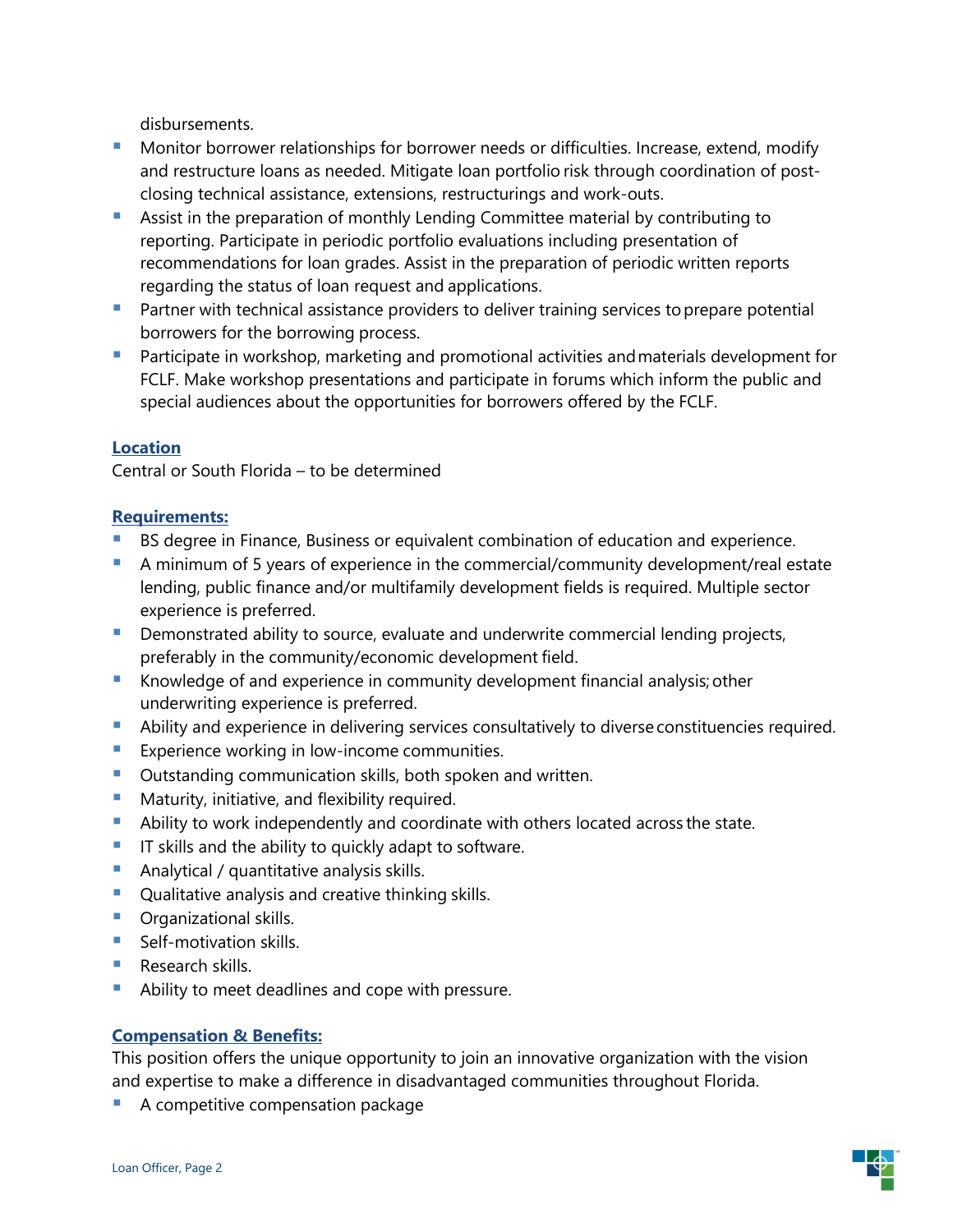disbursements.

- Monitor borrower relationships for borrower needs or difficulties. Increase, extend, modify and restructure loans as needed. Mitigate loan portfolio risk through coordination of post-closing technical assistance, extensions, restructurings and work-outs.
- Assist in the preparation of monthly Lending Committee material by contributing to reporting. Participate in periodic portfolio evaluations including presentation of recommendations for loan grades. Assist in the preparation of periodic written reports regarding the status of loan request and applications.
- Partner with technical assistance providers to deliver training services to prepare potential borrowers for the borrowing process.
- Participate in workshop, marketing and promotional activities and materials development for FCLF. Make workshop presentations and participate in forums which inform the public and special audiences about the opportunities for borrowers offered by the FCLF.

## Location

Central or South Florida – to be determined

## Requirements:

- BS degree in Finance, Business or equivalent combination of education and experience.
- A minimum of 5 years of experience in the commercial/community development/real estate lending, public finance and/or multifamily development fields is required. Multiple sector experience is preferred.
- Demonstrated ability to source, evaluate and underwrite commercial lending projects, preferably in the community/economic development field.
- Knowledge of and experience in community development financial analysis; other underwriting experience is preferred.
- Ability and experience in delivering services consultatively to diverse constituencies required.
- Experience working in low-income communities.
- Outstanding communication skills, both spoken and written.
- Maturity, initiative, and flexibility required.
- Ability to work independently and coordinate with others located across the state.
- IT skills and the ability to quickly adapt to software.
- Analytical / quantitative analysis skills.
- Qualitative analysis and creative thinking skills.
- Organizational skills.
- Self-motivation skills.
- Research skills.
- Ability to meet deadlines and cope with pressure.

## Compensation & Benefits:

This position offers the unique opportunity to join an innovative organization with the vision and expertise to make a difference in disadvantaged communities throughout Florida.

- A competitive compensation package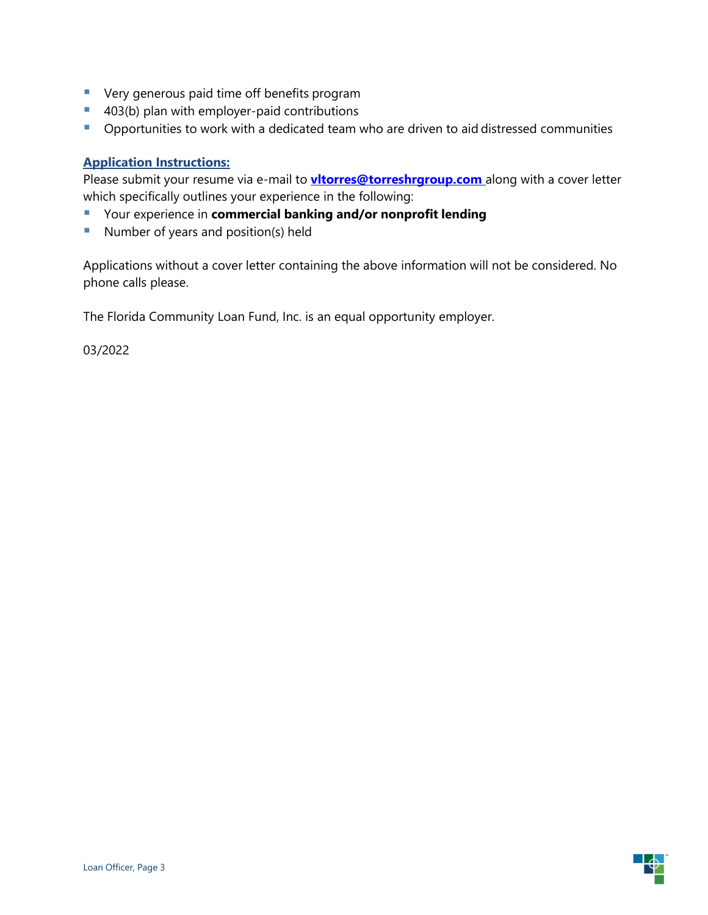- Very generous paid time off benefits program
- 403(b) plan with employer-paid contributions
- Opportunities to work with a dedicated team who are driven to aid distressed communities

## Application Instructions:

Please submit your resume via e-mail to **vltorres@torreshrgroup.com** along with a cover letter which specifically outlines your experience in the following:

- Your experience in **commercial banking and/or nonprofit lending**
- Number of years and position(s) held

Applications without a cover letter containing the above information will not be considered. No phone calls please.

The Florida Community Loan Fund, Inc. is an equal opportunity employer.

03/2022